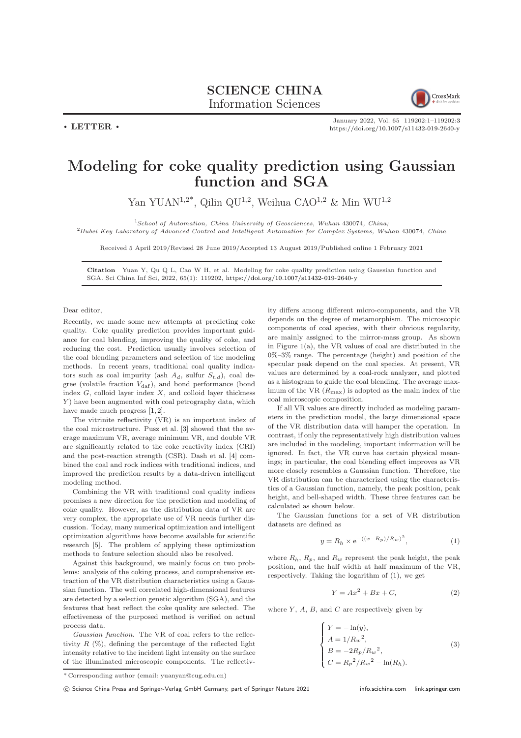**SCIENCE CHINA**
Information Sciences

• **LETTER** •

# Modeling for coke quality prediction using Gaussian function and SGA

Yan YUAN[1,2*], Qilin QU[1,2], Weihua CAO[1,2] & Min WU[1,2]

[1]*School of Automation, China University of Geosciences, Wuhan* 430074*, China;*
[2]*Hubei Key Laboratory of Advanced Control and Intelligent Automation for Complex Systems, Wuhan* 430074*, China*

Received 5 April 2019/Revised 28 June 2019/Accepted 13 August 2019/Published online 1 February 2021

**Citation** Yuan Y, Qu Q L, Cao W H, et al. Modeling for coke quality prediction using Gaussian function and SGA. Sci China Inf Sci, 2022, 65(1): 119202, https://doi.org/10.1007/s11432-019-2640-y

Dear editor,

Recently, we made some new attempts at predicting coke quality. Coke quality prediction provides important guidance for coal blending, improving the quality of coke, and reducing the cost. Prediction usually involves selection of the coal blending parameters and selection of the modeling methods. In recent years, traditional coal quality indicators such as coal impurity (ash $A_d$, sulfur $S_{t.d}$), coal degree (volatile fraction $V_{\rm daf}$), and bond performance (bond index $G$, colloid layer index $X$, and colloid layer thickness $Y$) have been augmented with coal petrography data, which have made much progress [1,2].

The vitrinite reflectivity (VR) is an important index of the coal microstructure. Pusz et al. [3] showed that the average maximum VR, average minimum VR, and double VR are significantly related to the coke reactivity index (CRI) and the post-reaction strength (CSR). Dash et al. [4] combined the coal and rock indices with traditional indices, and improved the prediction results by a data-driven intelligent modeling method.

Combining the VR with traditional coal quality indices promises a new direction for the prediction and modeling of coke quality. However, as the distribution data of VR are very complex, the appropriate use of VR needs further discussion. Today, many numerical optimization and intelligent optimization algorithms have become available for scientific research [5]. The problem of applying these optimization methods to feature selection should also be resolved.

Against this background, we mainly focus on two problems: analysis of the coking process, and comprehensive extraction of the VR distribution characteristics using a Gaussian function. The well correlated high-dimensional features are detected by a selection genetic algorithm (SGA), and the features that best reflect the coke quality are selected. The effectiveness of the purposed method is verified on actual process data.

*Gaussian function*. The VR of coal refers to the reflectivity $R$ (%), defining the percentage of the reflected light intensity relative to the incident light intensity on the surface of the illuminated microscopic components. The reflectivity differs among different micro-components, and the VR depends on the degree of metamorphism. The microscopic components of coal species, with their obvious regularity, are mainly assigned to the mirror-mass group. As shown in Figure 1(a), the VR values of coal are distributed in the 0%–3% range. The percentage (height) and position of the specular peak depend on the coal species. At present, VR values are determined by a coal-rock analyzer, and plotted as a histogram to guide the coal blending. The average maximum of the VR ($R_{\max}$) is adopted as the main index of the coal microscopic composition.

If all VR values are directly included as modeling parameters in the prediction model, the large dimensional space of the VR distribution data will hamper the operation. In contrast, if only the representatively high distribution values are included in the modeling, important information will be ignored. In fact, the VR curve has certain physical meanings; in particular, the coal blending effect improves as VR more closely resembles a Gaussian function. Therefore, the VR distribution can be characterized using the characteristics of a Gaussian function, namely, the peak position, peak height, and bell-shaped width. These three features can be calculated as shown below.

The Gaussian functions for a set of VR distribution datasets are defined as

$$y = R_h \times {\rm e}^{-((x-R_p)/R_w)^2}, \tag{1}$$

where $R_h$, $R_p$, and $R_w$ represent the peak height, the peak position, and the half width at half maximum of the VR, respectively. Taking the logarithm of (1), we get

$$Y = Ax^2 + Bx + C, \tag{2}$$

where $Y$, $A$, $B$, and $C$ are respectively given by

$$\begin{cases} Y = -\ln(y), \\ A = 1/{R_w}^2, \\ B = -2R_p/{R_w}^2, \\ C = {R_p}^2/{R_w}^2 - \ln(R_h). \end{cases} \tag{3}$$

\* Corresponding author (email: yuanyan@cug.edu.cn)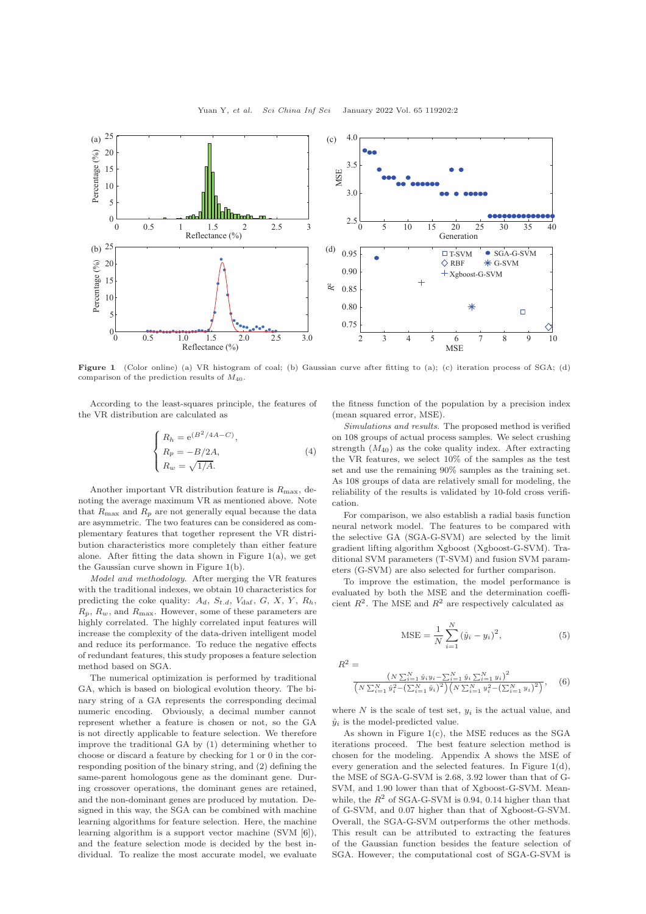**Figure 1** (Color online) (a) VR histogram of coal; (b) Gaussian curve after fitting to (a); (c) iteration process of SGA; (d) comparison of the prediction results of $M_{40}$.

According to the least-squares principle, the features of the VR distribution are calculated as

$$\begin{cases} R_h = \mathrm{e}^{(B^2/4A - C)}, \\ R_p = -B/2A, \\ R_w = \sqrt{1/A}. \end{cases} \tag{4}$$

Another important VR distribution feature is $R_{\max}$, denoting the average maximum VR as mentioned above. Note that $R_{\max}$ and $R_p$ are not generally equal because the data are asymmetric. The two features can be considered as complementary features that together represent the VR distribution characteristics more completely than either feature alone. After fitting the data shown in Figure 1(a), we get the Gaussian curve shown in Figure 1(b).

*Model and methodology*. After merging the VR features with the traditional indexes, we obtain 10 characteristics for predicting the coke quality: $A_d$, $S_{t.d}$, $V_{\mathrm{daf}}$, $G$, $X$, $Y$, $R_h$, $R_p$, $R_w$, and $R_{\max}$. However, some of these parameters are highly correlated. The highly correlated input features will increase the complexity of the data-driven intelligent model and reduce its performance. To reduce the negative effects of redundant features, this study proposes a feature selection method based on SGA.

The numerical optimization is performed by traditional GA, which is based on biological evolution theory. The binary string of a GA represents the corresponding decimal numeric encoding. Obviously, a decimal number cannot represent whether a feature is chosen or not, so the GA is not directly applicable to feature selection. We therefore improve the traditional GA by (1) determining whether to choose or discard a feature by checking for 1 or 0 in the corresponding position of the binary string, and (2) defining the same-parent homologous gene as the dominant gene. During crossover operations, the dominant genes are retained, and the non-dominant genes are produced by mutation. Designed in this way, the SGA can be combined with machine learning algorithms for feature selection. Here, the machine learning algorithm is a support vector machine (SVM [6]), and the feature selection mode is decided by the best individual. To realize the most accurate model, we evaluate the fitness function of the population by a precision index (mean squared error, MSE).

*Simulations and results*. The proposed method is verified on 108 groups of actual process samples. We select crushing strength ($M_{40}$) as the coke quality index. After extracting the VR features, we select 10% of the samples as the test set and use the remaining 90% samples as the training set. As 108 groups of data are relatively small for modeling, the reliability of the results is validated by 10-fold cross verification.

For comparison, we also establish a radial basis function neural network model. The features to be compared with the selective GA (SGA-G-SVM) are selected by the limit gradient lifting algorithm Xgboost (Xgboost-G-SVM). Traditional SVM parameters (T-SVM) and fusion SVM parameters (G-SVM) are also selected for further comparison.

To improve the estimation, the model performance is evaluated by both the MSE and the determination coefficient $R^2$. The MSE and $R^2$ are respectively calculated as

$$\mathrm{MSE} = \frac{1}{N}\sum_{i=1}^{N}(\hat{y}_i - y_i)^2, \tag{5}$$

$$R^2 = \frac{\left(N\sum_{i=1}^{N}\hat{y}_i y_i - \sum_{i=1}^{N}\hat{y}_i \sum_{i=1}^{N} y_i\right)^2}{\left(N\sum_{i=1}^{N}\hat{y}_i^2 - \left(\sum_{i=1}^{N}\hat{y}_i\right)^2\right)\left(N\sum_{i=1}^{N}y_i^2 - \left(\sum_{i=1}^{N}y_i\right)^2\right)}, \tag{6}$$

where $N$ is the scale of test set, $y_i$ is the actual value, and $\hat{y}_i$ is the model-predicted value.

As shown in Figure 1(c), the MSE reduces as the SGA iterations proceed. The best feature selection method is chosen for the modeling. Appendix A shows the MSE of every generation and the selected features. In Figure 1(d), the MSE of SGA-G-SVM is 2.68, 3.92 lower than that of G-SVM, and 1.90 lower than that of Xgboost-G-SVM. Meanwhile, the $R^2$ of SGA-G-SVM is 0.94, 0.14 higher than that of G-SVM, and 0.07 higher than that of Xgboost-G-SVM. Overall, the SGA-G-SVM outperforms the other methods. This result can be attributed to extracting the features of the Gaussian function besides the feature selection of SGA. However, the computational cost of SGA-G-SVM is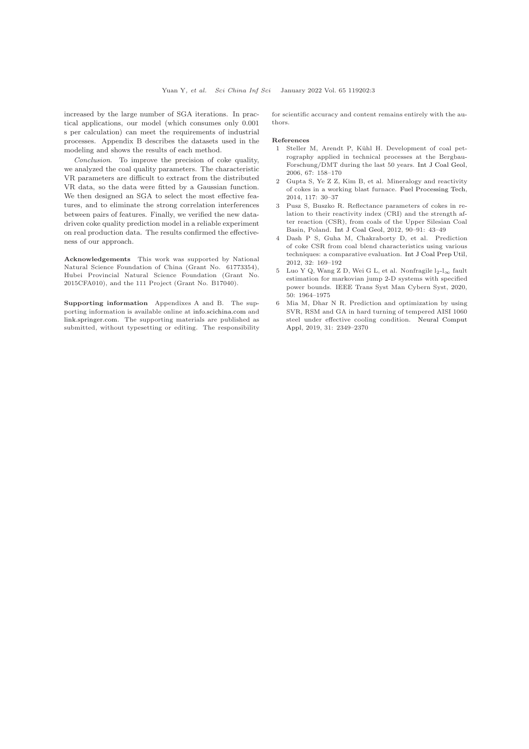increased by the large number of SGA iterations. In practical applications, our model (which consumes only 0.001 s per calculation) can meet the requirements of industrial processes. Appendix B describes the datasets used in the modeling and shows the results of each method.

*Conclusion.* To improve the precision of coke quality, we analyzed the coal quality parameters. The characteristic VR parameters are difficult to extract from the distributed VR data, so the data were fitted by a Gaussian function. We then designed an SGA to select the most effective features, and to eliminate the strong correlation interferences between pairs of features. Finally, we verified the new data-driven coke quality prediction model in a reliable experiment on real production data. The results confirmed the effectiveness of our approach.

**Acknowledgements** This work was supported by National Natural Science Foundation of China (Grant No. 61773354), Hubei Provincial Natural Science Foundation (Grant No. 2015CFA010), and the 111 Project (Grant No. B17040).

**Supporting information** Appendixes A and B. The supporting information is available online at info.scichina.com and link.springer.com. The supporting materials are published as submitted, without typesetting or editing. The responsibility for scientific accuracy and content remains entirely with the authors.

**References**

1. Steller M, Arendt P, Kühl H. Development of coal petrography applied in technical processes at the Bergbau-Forschung/DMT during the last 50 years. Int J Coal Geol, 2006, 67: 158–170
2. Gupta S, Ye Z Z, Kim B, et al. Mineralogy and reactivity of cokes in a working blast furnace. Fuel Processing Tech, 2014, 117: 30–37
3. Pusz S, Buszko R. Reflectance parameters of cokes in relation to their reactivity index (CRI) and the strength after reaction (CSR), from coals of the Upper Silesian Coal Basin, Poland. Int J Coal Geol, 2012, 90–91: 43–49
4. Dash P S, Guha M, Chakraborty D, et al. Prediction of coke CSR from coal blend characteristics using various techniques: a comparative evaluation. Int J Coal Prep Util, 2012, 32: 169–192
5. Luo Y Q, Wang Z D, Wei G L, et al. Nonfragile $l_2$-$l_\infty$ fault estimation for markovian jump 2-D systems with specified power bounds. IEEE Trans Syst Man Cybern Syst, 2020, 50: 1964–1975
6. Mia M, Dhar N R. Prediction and optimization by using SVR, RSM and GA in hard turning of tempered AISI 1060 steel under effective cooling condition. Neural Comput Appl, 2019, 31: 2349–2370